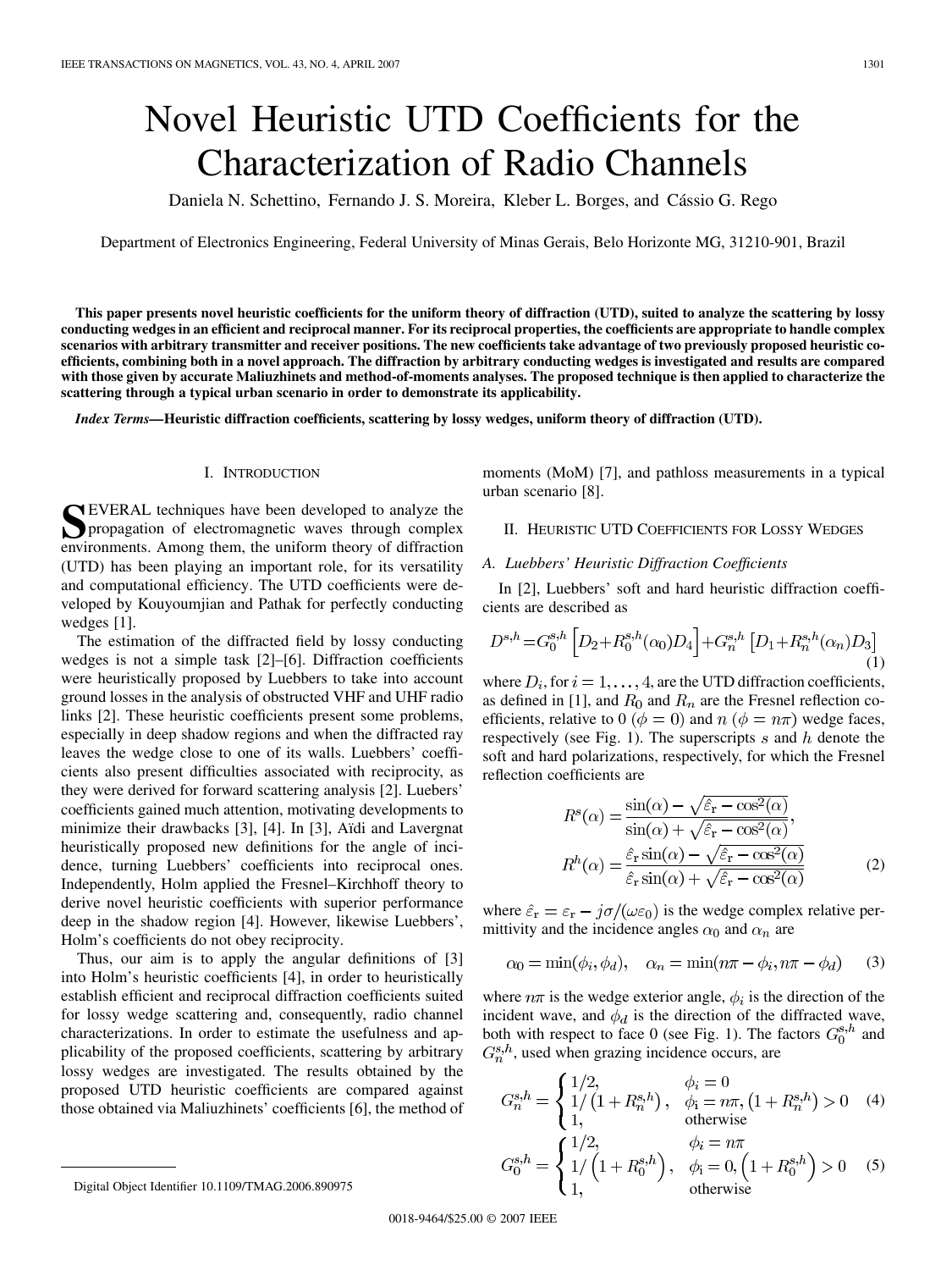# Novel Heuristic UTD Coefficients for the Characterization of Radio Channels

Daniela N. Schettino, Fernando J. S. Moreira, Kleber L. Borges, and Cássio G. Rego

Department of Electronics Engineering, Federal University of Minas Gerais, Belo Horizonte MG, 31210-901, Brazil

**This paper presents novel heuristic coefficients for the uniform theory of diffraction (UTD), suited to analyze the scattering by lossy conducting wedges in an efficient and reciprocal manner. For its reciprocal properties, the coefficients are appropriate to handle complex scenarios with arbitrary transmitter and receiver positions. The new coefficients take advantage of two previously proposed heuristic coefficients, combining both in a novel approach. The diffraction by arbitrary conducting wedges is investigated and results are compared with those given by accurate Maliuzhinets and method-of-moments analyses. The proposed technique is then applied to characterize the scattering through a typical urban scenario in order to demonstrate its applicability.**

***Index Terms*—Heuristic diffraction coefficients, scattering by lossy wedges, uniform theory of diffraction (UTD).**

## I. Introduction

Several techniques have been developed to analyze the propagation of electromagnetic waves through complex environments. Among them, the uniform theory of diffraction (UTD) has been playing an important role, for its versatility and computational efficiency. The UTD coefficients were developed by Kouyoumjian and Pathak for perfectly conducting wedges [1].

The estimation of the diffracted field by lossy conducting wedges is not a simple task [2]–[6]. Diffraction coefficients were heuristically proposed by Luebbers to take into account ground losses in the analysis of obstructed VHF and UHF radio links [2]. These heuristic coefficients present some problems, especially in deep shadow regions and when the diffracted ray leaves the wedge close to one of its walls. Luebbers' coefficients also present difficulties associated with reciprocity, as they were derived for forward scattering analysis [2]. Luebers' coefficients gained much attention, motivating developments to minimize their drawbacks [3], [4]. In [3], Aïdi and Lavergnat heuristically proposed new definitions for the angle of incidence, turning Luebbers' coefficients into reciprocal ones. Independently, Holm applied the Fresnel–Kirchhoff theory to derive novel heuristic coefficients with superior performance deep in the shadow region [4]. However, likewise Luebbers', Holm's coefficients do not obey reciprocity.

Thus, our aim is to apply the angular definitions of [3] into Holm's heuristic coefficients [4], in order to heuristically establish efficient and reciprocal diffraction coefficients suited for lossy wedge scattering and, consequently, radio channel characterizations. In order to estimate the usefulness and applicability of the proposed coefficients, scattering by arbitrary lossy wedges are investigated. The results obtained by the proposed UTD heuristic coefficients are compared against those obtained via Maliuzhinets' coefficients [6], the method of moments (MoM) [7], and pathloss measurements in a typical urban scenario [8].

## II. Heuristic UTD Coefficients for Lossy Wedges

### A. Luebbers' Heuristic Diffraction Coefficients

In [2], Luebbers' soft and hard heuristic diffraction coefficients are described as

$$D^{s,h} = G_0^{s,h}\left[D_2 + R_0^{s,h}(\alpha_0)D_4\right] + G_n^{s,h}\left[D_1 + R_n^{s,h}(\alpha_n)D_3\right] \tag{1}$$

where $D_i$, for $i = 1, \ldots, 4$, are the UTD diffraction coefficients, as defined in [1], and $R_0$ and $R_n$ are the Fresnel reflection coefficients, relative to 0 ($\phi = 0$) and $n$ ($\phi = n\pi$) wedge faces, respectively (see Fig. 1). The superscripts $s$ and $h$ denote the soft and hard polarizations, respectively, for which the Fresnel reflection coefficients are

$$R^s(\alpha) = \frac{\sin(\alpha) - \sqrt{\hat{\varepsilon}_r - \cos^2(\alpha)}}{\sin(\alpha) + \sqrt{\hat{\varepsilon}_r - \cos^2(\alpha)}},$$
$$R^h(\alpha) = \frac{\hat{\varepsilon}_r\sin(\alpha) - \sqrt{\hat{\varepsilon}_r - \cos^2(\alpha)}}{\hat{\varepsilon}_r\sin(\alpha) + \sqrt{\hat{\varepsilon}_r - \cos^2(\alpha)}} \tag{2}$$

where $\hat{\varepsilon}_r = \varepsilon_r - j\sigma/(\omega\varepsilon_0)$ is the wedge complex relative permittivity and the incidence angles $\alpha_0$ and $\alpha_n$ are

$$\alpha_0 = \min(\phi_i, \phi_d), \quad \alpha_n = \min(n\pi - \phi_i, n\pi - \phi_d) \tag{3}$$

where $n\pi$ is the wedge exterior angle, $\phi_i$ is the direction of the incident wave, and $\phi_d$ is the direction of the diffracted wave, both with respect to face 0 (see Fig. 1). The factors $G_0^{s,h}$ and $G_n^{s,h}$, used when grazing incidence occurs, are

$$G_n^{s,h} = \begin{cases} 1/2, & \phi_i = 0 \\ 1/\left(1 + R_n^{s,h}\right), & \phi_i = n\pi, \left(1 + R_n^{s,h}\right) > 0 \\ 1, & \text{otherwise} \end{cases} \tag{4}$$

$$G_0^{s,h} = \begin{cases} 1/2, & \phi_i = n\pi \\ 1/\left(1 + R_0^{s,h}\right), & \phi_i = 0, \left(1 + R_0^{s,h}\right) > 0 \\ 1, & \text{otherwise} \end{cases} \tag{5}$$

Digital Object Identifier 10.1109/TMAG.2006.890975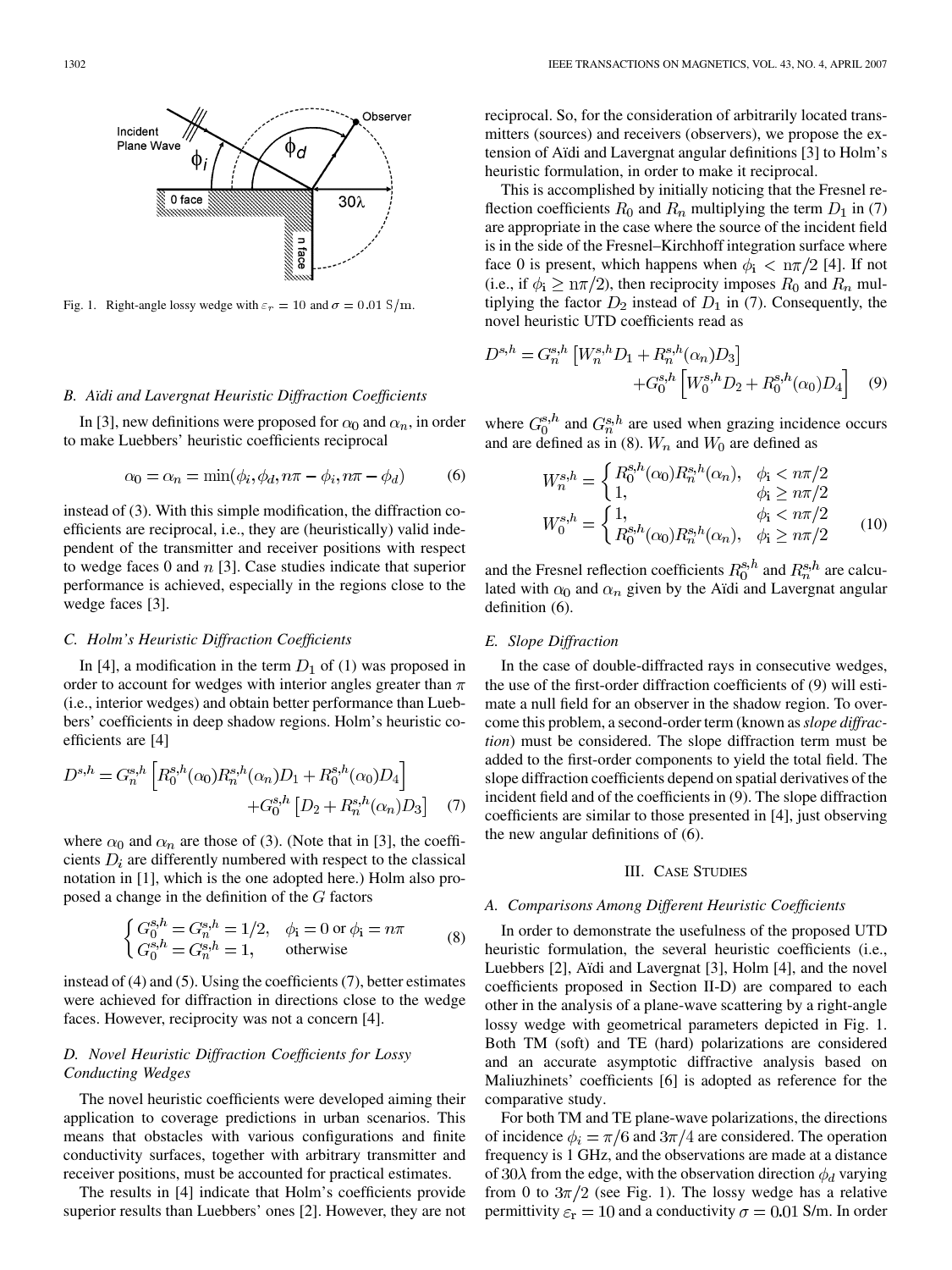Fig. 1. Right-angle lossy wedge with $\varepsilon_r = 10$ and $\sigma = 0.01$ S/m.

### B. Aïdi and Lavergnat Heuristic Diffraction Coefficients

In [3], new definitions were proposed for $\alpha_0$ and $\alpha_n$, in order to make Luebbers' heuristic coefficients reciprocal

$$\alpha_0 = \alpha_n = \min(\phi_i, \phi_d, n\pi - \phi_i, n\pi - \phi_d) \quad (6)$$

instead of (3). With this simple modification, the diffraction coefficients are reciprocal, i.e., they are (heuristically) valid independent of the transmitter and receiver positions with respect to wedge faces 0 and $n$ [3]. Case studies indicate that superior performance is achieved, especially in the regions close to the wedge faces [3].

### C. Holm's Heuristic Diffraction Coefficients

In [4], a modification in the term $D_1$ of (1) was proposed in order to account for wedges with interior angles greater than $\pi$ (i.e., interior wedges) and obtain better performance than Luebbers' coefficients in deep shadow regions. Holm's heuristic coefficients are [4]

$$D^{s,h} = G_n^{s,h}\left[R_0^{s,h}(\alpha_0)R_n^{s,h}(\alpha_n)D_1 + R_0^{s,h}(\alpha_0)D_4\right] + G_0^{s,h}\left[D_2 + R_n^{s,h}(\alpha_n)D_3\right] \quad (7)$$

where $\alpha_0$ and $\alpha_n$ are those of (3). (Note that in [3], the coefficients $D_i$ are differently numbered with respect to the classical notation in [1], which is the one adopted here.) Holm also proposed a change in the definition of the $G$ factors

$$\begin{cases} G_0^{s,h} = G_n^{s,h} = 1/2, & \phi_i = 0 \text{ or } \phi_i = n\pi \\ G_0^{s,h} = G_n^{s,h} = 1, & \text{otherwise} \end{cases} \quad (8)$$

instead of (4) and (5). Using the coefficients (7), better estimates were achieved for diffraction in directions close to the wedge faces. However, reciprocity was not a concern [4].

### D. Novel Heuristic Diffraction Coefficients for Lossy Conducting Wedges

The novel heuristic coefficients were developed aiming their application to coverage predictions in urban scenarios. This means that obstacles with various configurations and finite conductivity surfaces, together with arbitrary transmitter and receiver positions, must be accounted for practical estimates.

The results in [4] indicate that Holm's coefficients provide superior results than Luebbers' ones [2]. However, they are not reciprocal. So, for the consideration of arbitrarily located transmitters (sources) and receivers (observers), we propose the extension of Aïdi and Lavergnat angular definitions [3] to Holm's heuristic formulation, in order to make it reciprocal.

This is accomplished by initially noticing that the Fresnel reflection coefficients $R_0$ and $R_n$ multiplying the term $D_1$ in (7) are appropriate in the case where the source of the incident field is in the side of the Fresnel–Kirchhoff integration surface where face 0 is present, which happens when $\phi_i < n\pi/2$ [4]. If not (i.e., if $\phi_i \geq n\pi/2$), then reciprocity imposes $R_0$ and $R_n$ multiplying the factor $D_2$ instead of $D_1$ in (7). Consequently, the novel heuristic UTD coefficients read as

$$D^{s,h} = G_n^{s,h}\left[W_n^{s,h}D_1 + R_n^{s,h}(\alpha_n)D_3\right] + G_0^{s,h}\left[W_0^{s,h}D_2 + R_0^{s,h}(\alpha_0)D_4\right] \quad (9)$$

where $G_0^{s,h}$ and $G_n^{s,h}$ are used when grazing incidence occurs and are defined as in (8). $W_n$ and $W_0$ are defined as

$$W_n^{s,h} = \begin{cases} R_0^{s,h}(\alpha_0)R_n^{s,h}(\alpha_n), & \phi_i < n\pi/2 \\ 1, & \phi_i \geq n\pi/2 \end{cases}$$
$$W_0^{s,h} = \begin{cases} 1, & \phi_i < n\pi/2 \\ R_0^{s,h}(\alpha_0)R_n^{s,h}(\alpha_n), & \phi_i \geq n\pi/2 \end{cases} \quad (10)$$

and the Fresnel reflection coefficients $R_0^{s,h}$ and $R_n^{s,h}$ are calculated with $\alpha_0$ and $\alpha_n$ given by the Aïdi and Lavergnat angular definition (6).

### E. Slope Diffraction

In the case of double-diffracted rays in consecutive wedges, the use of the first-order diffraction coefficients of (9) will estimate a null field for an observer in the shadow region. To overcome this problem, a second-order term (known as *slope diffraction*) must be considered. The slope diffraction term must be added to the first-order components to yield the total field. The slope diffraction coefficients depend on spatial derivatives of the incident field and of the coefficients in (9). The slope diffraction coefficients are similar to those presented in [4], just observing the new angular definitions of (6).

## III. Case Studies

### A. Comparisons Among Different Heuristic Coefficients

In order to demonstrate the usefulness of the proposed UTD heuristic formulation, the several heuristic coefficients (i.e., Luebbers [2], Aïdi and Lavergnat [3], Holm [4], and the novel coefficients proposed in Section II-D) are compared to each other in the analysis of a plane-wave scattering by a right-angle lossy wedge with geometrical parameters depicted in Fig. 1. Both TM (soft) and TE (hard) polarizations are considered and an accurate asymptotic diffractive analysis based on Maliuzhinets' coefficients [6] is adopted as reference for the comparative study.

For both TM and TE plane-wave polarizations, the directions of incidence $\phi_i = \pi/6$ and $3\pi/4$ are considered. The operation frequency is 1 GHz, and the observations are made at a distance of $30\lambda$ from the edge, with the observation direction $\phi_d$ varying from 0 to $3\pi/2$ (see Fig. 1). The lossy wedge has a relative permittivity $\varepsilon_r = 10$ and a conductivity $\sigma = 0.01$ S/m. In order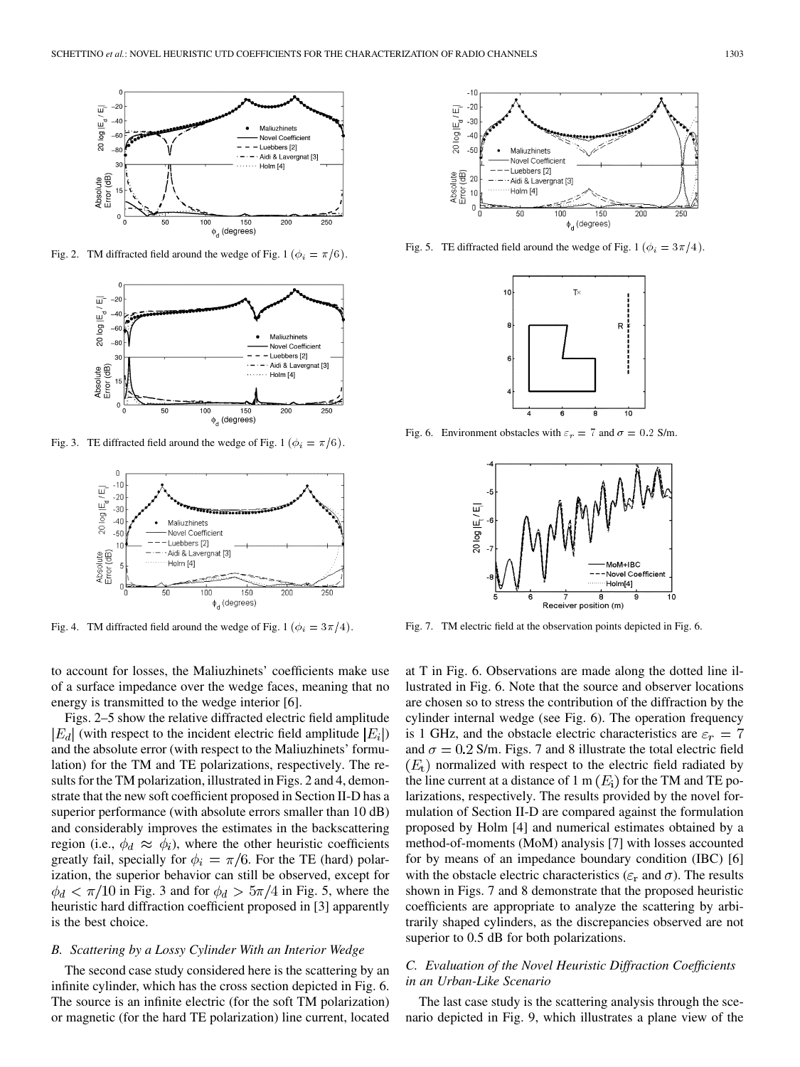Fig. 2. TM diffracted field around the wedge of Fig. 1 ($\phi_i = \pi/6$).

Fig. 3. TE diffracted field around the wedge of Fig. 1 ($\phi_i = \pi/6$).

Fig. 4. TM diffracted field around the wedge of Fig. 1 ($\phi_i = 3\pi/4$).

Fig. 5. TE diffracted field around the wedge of Fig. 1 ($\phi_i = 3\pi/4$).

Fig. 6. Environment obstacles with $\varepsilon_r = 7$ and $\sigma = 0.2$ S/m.

Fig. 7. TM electric field at the observation points depicted in Fig. 6.

to account for losses, the Maliuzhinets' coefficients make use of a surface impedance over the wedge faces, meaning that no energy is transmitted to the wedge interior [6].

Figs. 2–5 show the relative diffracted electric field amplitude $|E_d|$ (with respect to the incident electric field amplitude $|E_i|$) and the absolute error (with respect to the Maliuzhinets' formulation) for the TM and TE polarizations, respectively. The results for the TM polarization, illustrated in Figs. 2 and 4, demonstrate that the new soft coefficient proposed in Section II-D has a superior performance (with absolute errors smaller than 10 dB) and considerably improves the estimates in the backscattering region (i.e., $\phi_d \approx \phi_i$), where the other heuristic coefficients greatly fail, specially for $\phi_i = \pi/6$. For the TE (hard) polarization, the superior behavior can still be observed, except for $\phi_d < \pi/10$ in Fig. 3 and for $\phi_d > 5\pi/4$ in Fig. 5, where the heuristic hard diffraction coefficient proposed in [3] apparently is the best choice.

### B. Scattering by a Lossy Cylinder With an Interior Wedge

The second case study considered here is the scattering by an infinite cylinder, which has the cross section depicted in Fig. 6. The source is an infinite electric (for the soft TM polarization) or magnetic (for the hard TE polarization) line current, located at T in Fig. 6. Observations are made along the dotted line illustrated in Fig. 6. Note that the source and observer locations are chosen so to stress the contribution of the diffraction by the cylinder internal wedge (see Fig. 6). The operation frequency is 1 GHz, and the obstacle electric characteristics are $\varepsilon_r = 7$ and $\sigma = 0.2$ S/m. Figs. 7 and 8 illustrate the total electric field $(E_t)$ normalized with respect to the electric field radiated by the line current at a distance of 1 m $(E_i)$ for the TM and TE polarizations, respectively. The results provided by the novel formulation of Section II-D are compared against the formulation proposed by Holm [4] and numerical estimates obtained by a method-of-moments (MoM) analysis [7] with losses accounted for by means of an impedance boundary condition (IBC) [6] with the obstacle electric characteristics ($\varepsilon_r$ and $\sigma$). The results shown in Figs. 7 and 8 demonstrate that the proposed heuristic coefficients are appropriate to analyze the scattering by arbitrarily shaped cylinders, as the discrepancies observed are not superior to 0.5 dB for both polarizations.

### C. Evaluation of the Novel Heuristic Diffraction Coefficients in an Urban-Like Scenario

The last case study is the scattering analysis through the scenario depicted in Fig. 9, which illustrates a plane view of the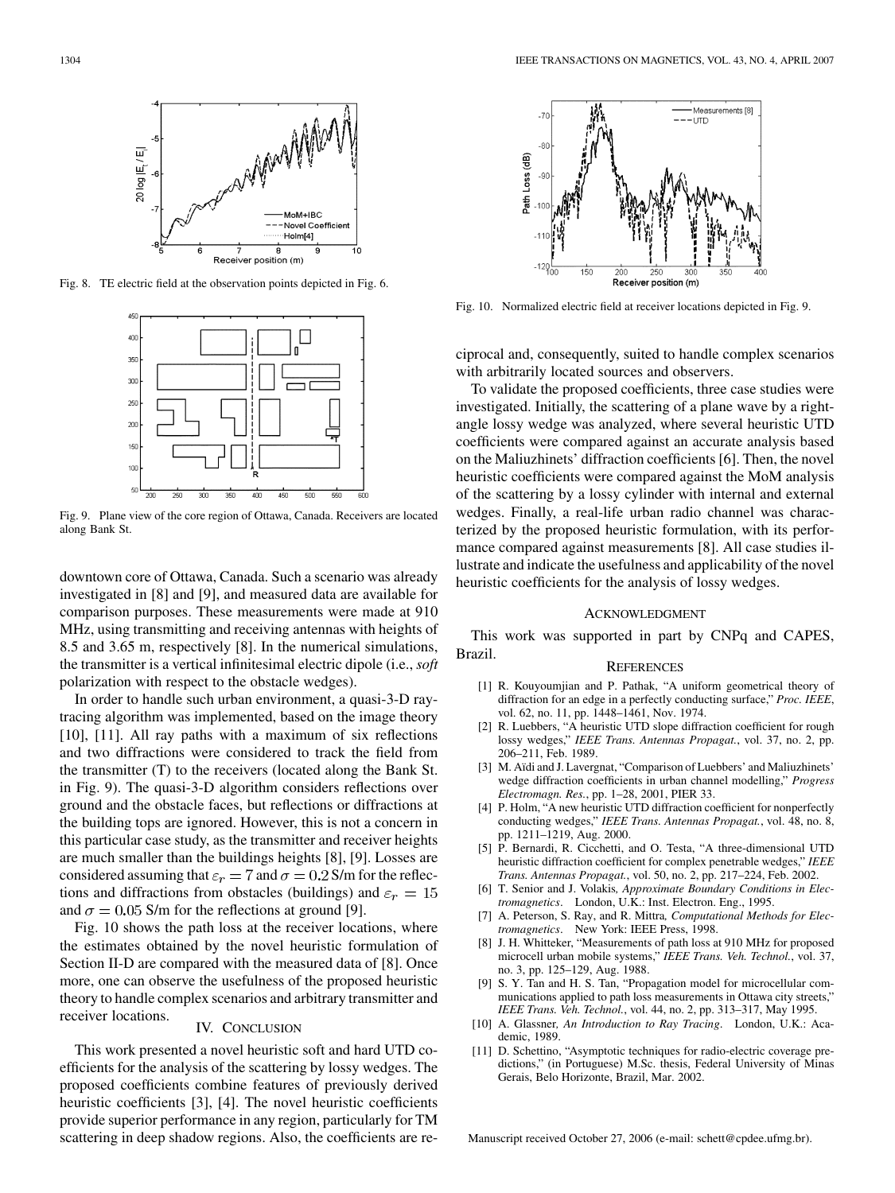20 log |E_t / E_i|

Receiver position (m)

MoM+IBC
Novel Coefficient
Holm[4]

Fig. 8. TE electric field at the observation points depicted in Fig. 6.

R
*T

Fig. 9. Plane view of the core region of Ottawa, Canada. Receivers are located along Bank St.

downtown core of Ottawa, Canada. Such a scenario was already investigated in [8] and [9], and measured data are available for comparison purposes. These measurements were made at 910 MHz, using transmitting and receiving antennas with heights of 8.5 and 3.65 m, respectively [8]. In the numerical simulations, the transmitter is a vertical infinitesimal electric dipole (i.e., *soft* polarization with respect to the obstacle wedges).

In order to handle such urban environment, a quasi-3-D ray-tracing algorithm was implemented, based on the image theory [10], [11]. All ray paths with a maximum of six reflections and two diffractions were considered to track the field from the transmitter (T) to the receivers (located along the Bank St. in Fig. 9). The quasi-3-D algorithm considers reflections over ground and the obstacle faces, but reflections or diffractions at the building tops are ignored. However, this is not a concern in this particular case study, as the transmitter and receiver heights are much smaller than the buildings heights [8], [9]. Losses are considered assuming that $\varepsilon_r = 7$ and $\sigma = 0.2$ S/m for the reflections and diffractions from obstacles (buildings) and $\varepsilon_r = 15$ and $\sigma = 0.05$ S/m for the reflections at ground [9].

Fig. 10 shows the path loss at the receiver locations, where the estimates obtained by the novel heuristic formulation of Section II-D are compared with the measured data of [8]. Once more, one can observe the usefulness of the proposed heuristic theory to handle complex scenarios and arbitrary transmitter and receiver locations.

Path Loss (dB)

Receiver position (m)

Measurements [8]
UTD

Fig. 10. Normalized electric field at receiver locations depicted in Fig. 9.

## IV. Conclusion

This work presented a novel heuristic soft and hard UTD coefficients for the analysis of the scattering by lossy wedges. The proposed coefficients combine features of previously derived heuristic coefficients [3], [4]. The novel heuristic coefficients provide superior performance in any region, particularly for TM scattering in deep shadow regions. Also, the coefficients are reciprocal and, consequently, suited to handle complex scenarios with arbitrarily located sources and observers.

To validate the proposed coefficients, three case studies were investigated. Initially, the scattering of a plane wave by a right-angle lossy wedge was analyzed, where several heuristic UTD coefficients were compared against an accurate analysis based on the Maliuzhinets' diffraction coefficients [6]. Then, the novel heuristic coefficients were compared against the MoM analysis of the scattering by a lossy cylinder with internal and external wedges. Finally, a real-life urban radio channel was characterized by the proposed heuristic formulation, with its performance compared against measurements [8]. All case studies illustrate and indicate the usefulness and applicability of the novel heuristic coefficients for the analysis of lossy wedges.

## Acknowledgment

This work was supported in part by CNPq and CAPES, Brazil.

## References

[1] R. Kouyoumjian and P. Pathak, "A uniform geometrical theory of diffraction for an edge in a perfectly conducting surface," *Proc. IEEE*, vol. 62, no. 11, pp. 1448–1461, Nov. 1974.

[2] R. Luebbers, "A heuristic UTD slope diffraction coefficient for rough lossy wedges," *IEEE Trans. Antennas Propagat.*, vol. 37, no. 2, pp. 206–211, Feb. 1989.

[3] M. Aïdi and J. Lavergnat, "Comparison of Luebbers' and Maliuzhinets' wedge diffraction coefficients in urban channel modelling," *Progress Electromagn. Res.*, pp. 1–28, 2001, PIER 33.

[4] P. Holm, "A new heuristic UTD diffraction coefficient for nonperfectly conducting wedges," *IEEE Trans. Antennas Propagat.*, vol. 48, no. 8, pp. 1211–1219, Aug. 2000.

[5] P. Bernardi, R. Cicchetti, and O. Testa, "A three-dimensional UTD heuristic diffraction coefficient for complex penetrable wedges," *IEEE Trans. Antennas Propagat.*, vol. 50, no. 2, pp. 217–224, Feb. 2002.

[6] T. Senior and J. Volakis, *Approximate Boundary Conditions in Electromagnetics*. London, U.K.: Inst. Electron. Eng., 1995.

[7] A. Peterson, S. Ray, and R. Mittra, *Computational Methods for Electromagnetics*. New York: IEEE Press, 1998.

[8] J. H. Whitteker, "Measurements of path loss at 910 MHz for proposed microcell urban mobile systems," *IEEE Trans. Veh. Technol.*, vol. 37, no. 3, pp. 125–129, Aug. 1988.

[9] S. Y. Tan and H. S. Tan, "Propagation model for microcellular communications applied to path loss measurements in Ottawa city streets," *IEEE Trans. Veh. Technol.*, vol. 44, no. 2, pp. 313–317, May 1995.

[10] A. Glassner, *An Introduction to Ray Tracing*. London, U.K.: Academic, 1989.

[11] D. Schettino, "Asymptotic techniques for radio-electric coverage predictions," (in Portuguese) M.Sc. thesis, Federal University of Minas Gerais, Belo Horizonte, Brazil, Mar. 2002.

Manuscript received October 27, 2006 (e-mail: schett@cpdee.ufmg.br).